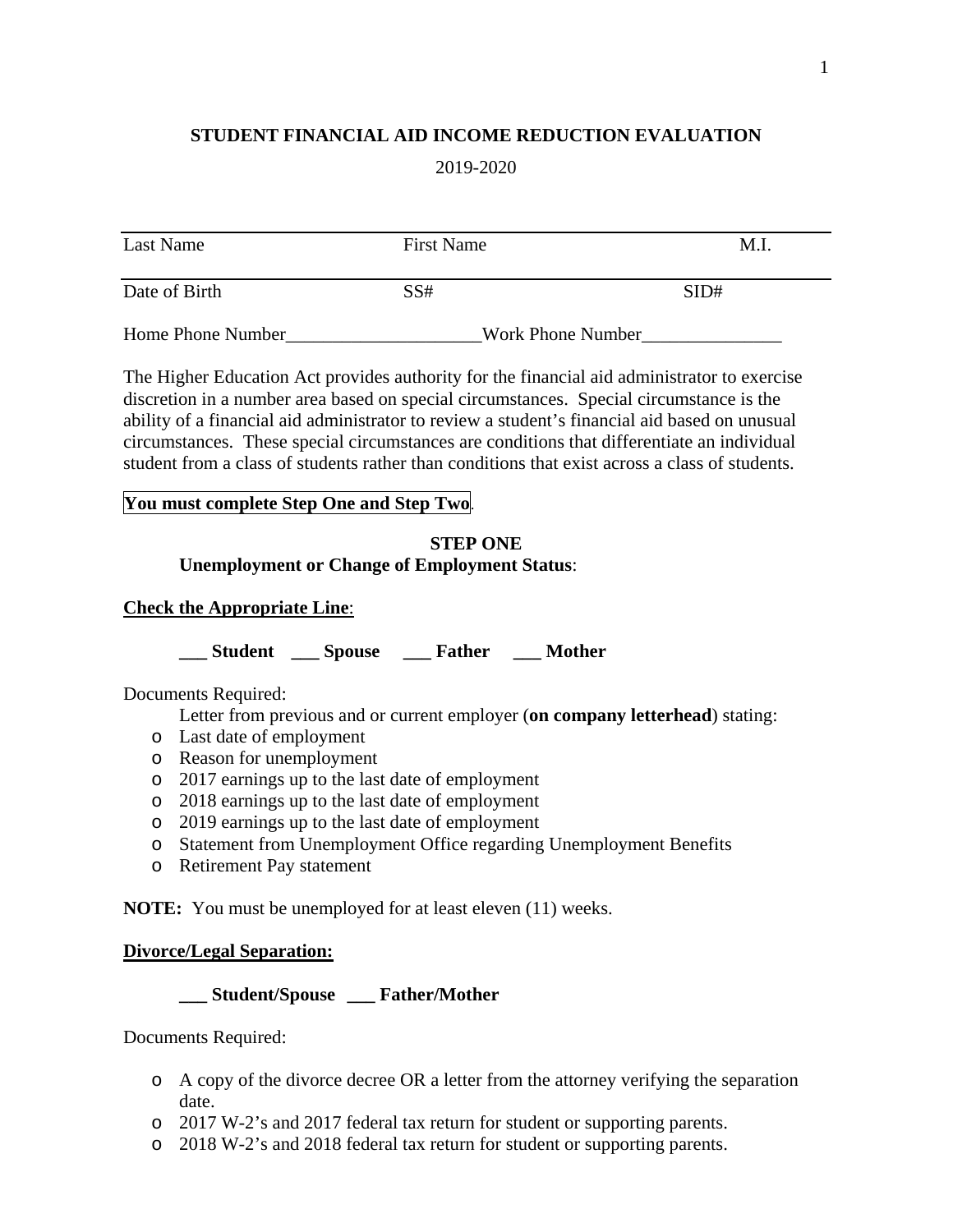**STUDENT FINANCIAL AID INCOME REDUCTION EVALUATION**

2019-2020

| Last Name | First Name | M.I. |
|---|---|---|
| Date of Birth | SS# | SID# |

Home Phone Number_____________________Work Phone Number_______________

The Higher Education Act provides authority for the financial aid administrator to exercise discretion in a number area based on special circumstances. Special circumstance is the ability of a financial aid administrator to review a student's financial aid based on unusual circumstances. These special circumstances are conditions that differentiate an individual student from a class of students rather than conditions that exist across a class of students.

**You must complete Step One and Step Two**.

**STEP ONE**

**Unemployment or Change of Employment Status**:

**Check the Appropriate Line**:

**___ Student ___ Spouse ___ Father ___ Mother**

Documents Required:

Letter from previous and or current employer (**on company letterhead**) stating:

- Last date of employment
- Reason for unemployment
- 2017 earnings up to the last date of employment
- 2018 earnings up to the last date of employment
- 2019 earnings up to the last date of employment
- Statement from Unemployment Office regarding Unemployment Benefits
- Retirement Pay statement

**NOTE:** You must be unemployed for at least eleven (11) weeks.

**Divorce/Legal Separation:**

**___ Student/Spouse ___ Father/Mother**

Documents Required:

- A copy of the divorce decree OR a letter from the attorney verifying the separation date.
- 2017 W-2's and 2017 federal tax return for student or supporting parents.
- 2018 W-2's and 2018 federal tax return for student or supporting parents.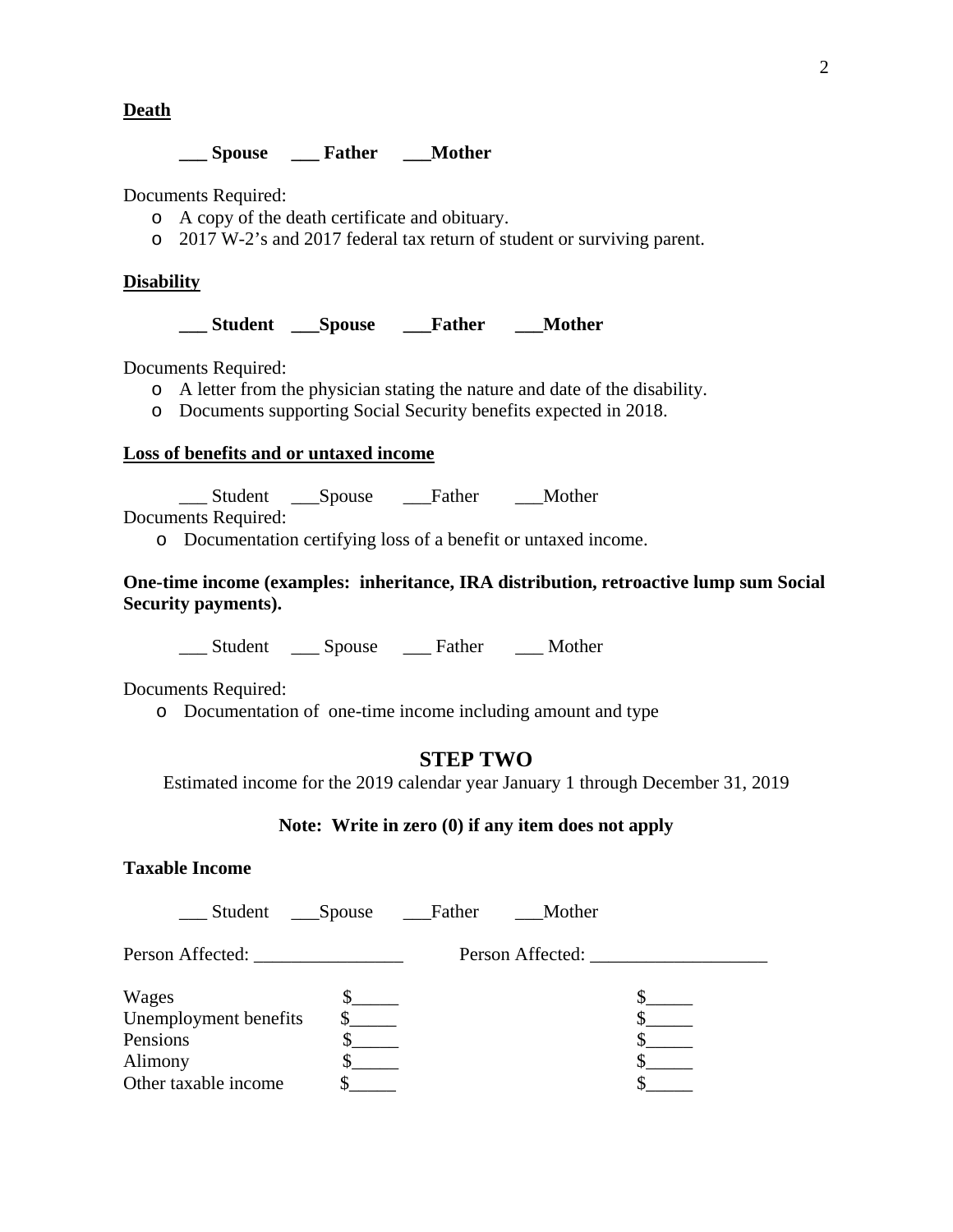**Death**

**___ Spouse ___ Father ___Mother**

Documents Required:

- A copy of the death certificate and obituary.
- 2017 W-2's and 2017 federal tax return of student or surviving parent.

**Disability**

**___ Student ___Spouse ___Father ___Mother**

Documents Required:

- A letter from the physician stating the nature and date of the disability.
- Documents supporting Social Security benefits expected in 2018.

**Loss of benefits and or untaxed income**

___ Student ___Spouse ___Father ___Mother

Documents Required:

- Documentation certifying loss of a benefit or untaxed income.

**One-time income (examples: inheritance, IRA distribution, retroactive lump sum Social Security payments).**

___ Student ___ Spouse ___ Father ___ Mother

Documents Required:

- Documentation of one-time income including amount and type

## STEP TWO

Estimated income for the 2019 calendar year January 1 through December 31, 2019

**Note: Write in zero (0) if any item does not apply**

**Taxable Income**

___ Student ___Spouse ___Father ___Mother

| Person Affected: ________________ | | Person Affected: ___________________ |
|---|---|---|
| Wages | $_____ | $_____ |
| Unemployment benefits | $_____ | $_____ |
| Pensions | $_____ | $_____ |
| Alimony | $_____ | $_____ |
| Other taxable income | $_____ | $_____ |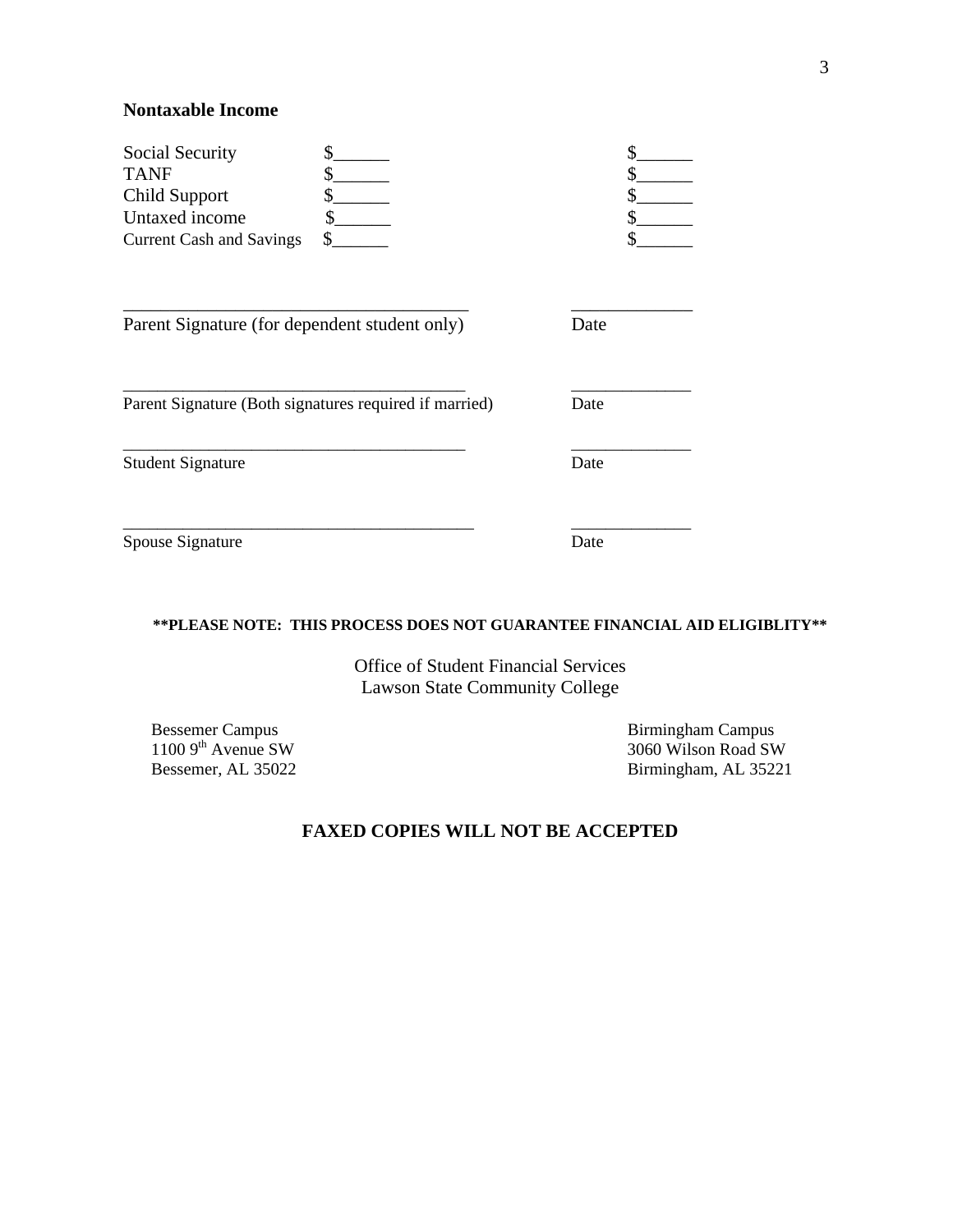**Nontaxable Income**

| | | |
|---|---|---|
| Social Security | $______ | $______ |
| TANF | $______ | $______ |
| Child Support | $______ | $______ |
| Untaxed income | $______ | $______ |
| Current Cash and Savings | $______ | $______ |

\_\_\_\_\_\_\_\_\_\_\_\_\_\_\_\_\_\_\_\_\_\_\_\_\_\_\_\_\_\_\_\_\_\_\_\_\_\_\_\_ \_\_\_\_\_\_\_\_\_\_\_\_\_\_
Parent Signature (for dependent student only) Date

\_\_\_\_\_\_\_\_\_\_\_\_\_\_\_\_\_\_\_\_\_\_\_\_\_\_\_\_\_\_\_\_\_\_\_\_\_\_\_\_ \_\_\_\_\_\_\_\_\_\_\_\_\_\_
Parent Signature (Both signatures required if married) Date

\_\_\_\_\_\_\_\_\_\_\_\_\_\_\_\_\_\_\_\_\_\_\_\_\_\_\_\_\_\_\_\_\_\_\_\_\_\_\_\_ \_\_\_\_\_\_\_\_\_\_\_\_\_\_
Student Signature Date

\_\_\_\_\_\_\_\_\_\_\_\_\_\_\_\_\_\_\_\_\_\_\_\_\_\_\_\_\_\_\_\_\_\_\_\_\_\_\_\_ \_\_\_\_\_\_\_\_\_\_\_\_\_\_
Spouse Signature Date

**\*\*PLEASE NOTE: THIS PROCESS DOES NOT GUARANTEE FINANCIAL AID ELIGIBLITY\*\***

Office of Student Financial Services
Lawson State Community College

Bessemer Campus
1100 9th Avenue SW
Bessemer, AL 35022

Birmingham Campus
3060 Wilson Road SW
Birmingham, AL 35221

**FAXED COPIES WILL NOT BE ACCEPTED**